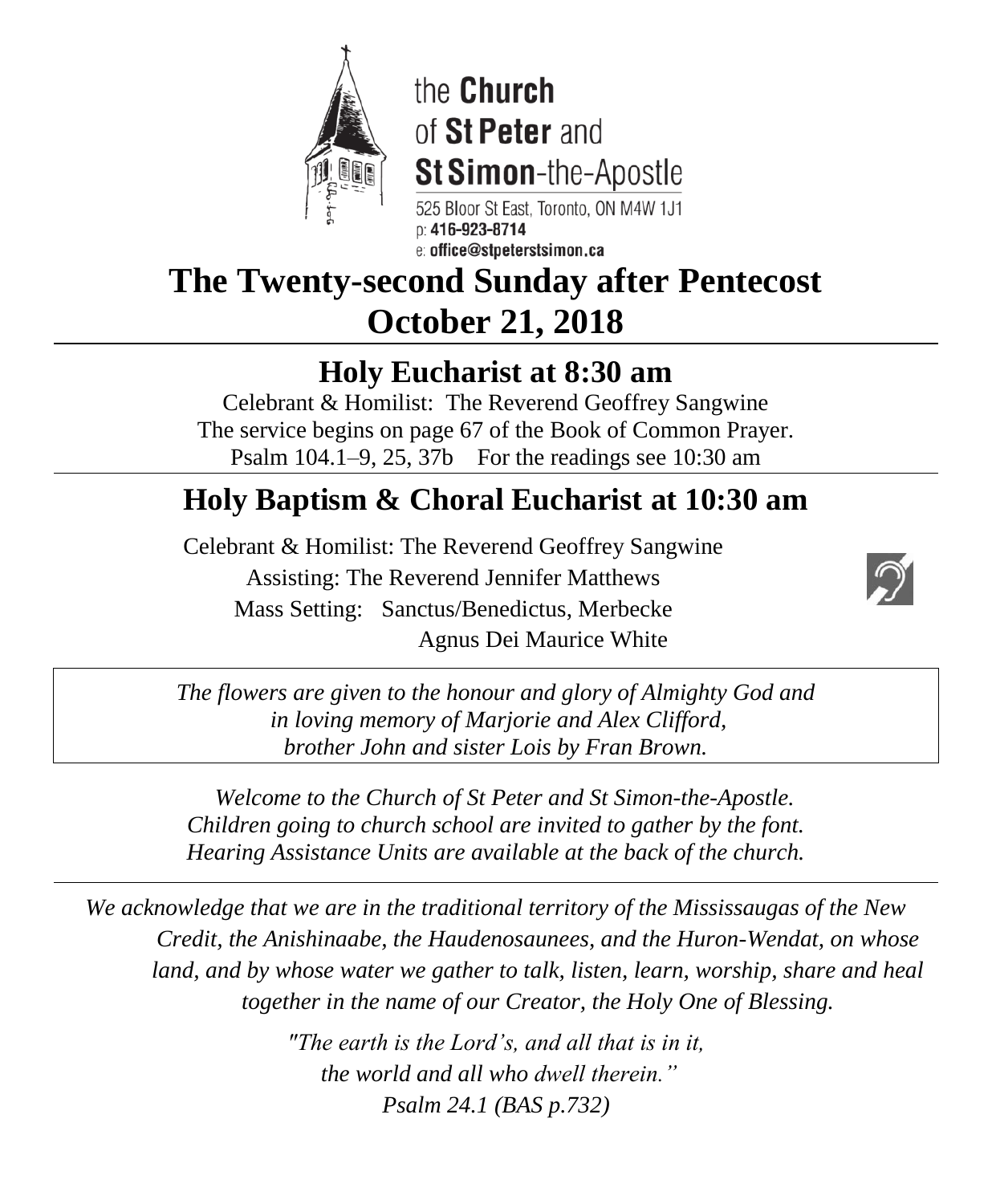the **Church** of **St Peter** and **St Simon**-the-Apostle

525 Bloor St East, Toronto, ON M4W 1J1
p: **416-923-8714**
e: **office@stpeterstsimon.ca**

# The Twenty-second Sunday after Pentecost
# October 21, 2018

## Holy Eucharist at 8:30 am

Celebrant & Homilist: The Reverend Geoffrey Sangwine
The service begins on page 67 of the Book of Common Prayer.
Psalm 104.1–9, 25, 37b    For the readings see 10:30 am

## Holy Baptism & Choral Eucharist at 10:30 am

Celebrant & Homilist: The Reverend Geoffrey Sangwine
Assisting: The Reverend Jennifer Matthews
Mass Setting: Sanctus/Benedictus, Merbecke
Agnus Dei Maurice White

*The flowers are given to the honour and glory of Almighty God and in loving memory of Marjorie and Alex Clifford, brother John and sister Lois by Fran Brown.*

*Welcome to the Church of St Peter and St Simon-the-Apostle.*
*Children going to church school are invited to gather by the font.*
*Hearing Assistance Units are available at the back of the church.*

*We acknowledge that we are in the traditional territory of the Mississaugas of the New Credit, the Anishinaabe, the Haudenosaunees, and the Huron-Wendat, on whose land, and by whose water we gather to talk, listen, learn, worship, share and heal together in the name of our Creator, the Holy One of Blessing.*

*"The earth is the Lord's, and all that is in it,*
*the world and all who dwell therein."*
*Psalm 24.1 (BAS p.732)*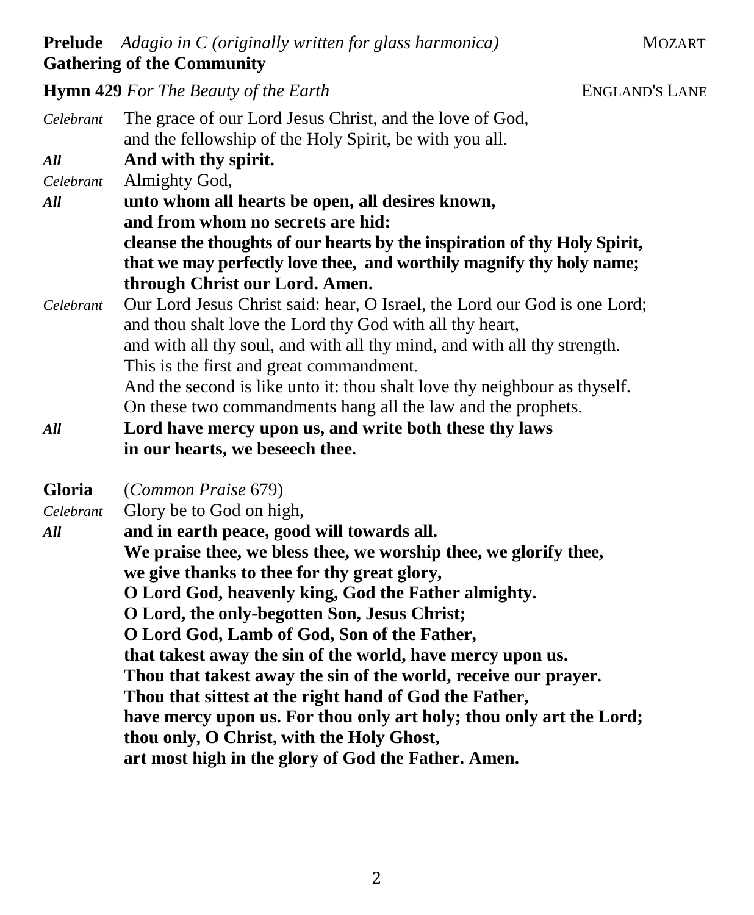**Prelude** *Adagio in C (originally written for glass harmonica)* MOZART

**Gathering of the Community**

**Hymn 429** *For The Beauty of the Earth* ENGLAND'S LANE

*Celebrant* The grace of our Lord Jesus Christ, and the love of God, and the fellowship of the Holy Spirit, be with you all.

***All*** **And with thy spirit.**

*Celebrant* Almighty God,

***All*** **unto whom all hearts be open, all desires known, and from whom no secrets are hid: cleanse the thoughts of our hearts by the inspiration of thy Holy Spirit, that we may perfectly love thee, and worthily magnify thy holy name; through Christ our Lord. Amen.**

*Celebrant* Our Lord Jesus Christ said: hear, O Israel, the Lord our God is one Lord; and thou shalt love the Lord thy God with all thy heart, and with all thy soul, and with all thy mind, and with all thy strength. This is the first and great commandment. And the second is like unto it: thou shalt love thy neighbour as thyself. On these two commandments hang all the law and the prophets.

***All*** **Lord have mercy upon us, and write both these thy laws in our hearts, we beseech thee.**

**Gloria** (*Common Praise* 679)

*Celebrant* Glory be to God on high,

***All*** **and in earth peace, good will towards all. We praise thee, we bless thee, we worship thee, we glorify thee, we give thanks to thee for thy great glory, O Lord God, heavenly king, God the Father almighty. O Lord, the only-begotten Son, Jesus Christ; O Lord God, Lamb of God, Son of the Father, that takest away the sin of the world, have mercy upon us. Thou that takest away the sin of the world, receive our prayer. Thou that sittest at the right hand of God the Father, have mercy upon us. For thou only art holy; thou only art the Lord; thou only, O Christ, with the Holy Ghost, art most high in the glory of God the Father. Amen.**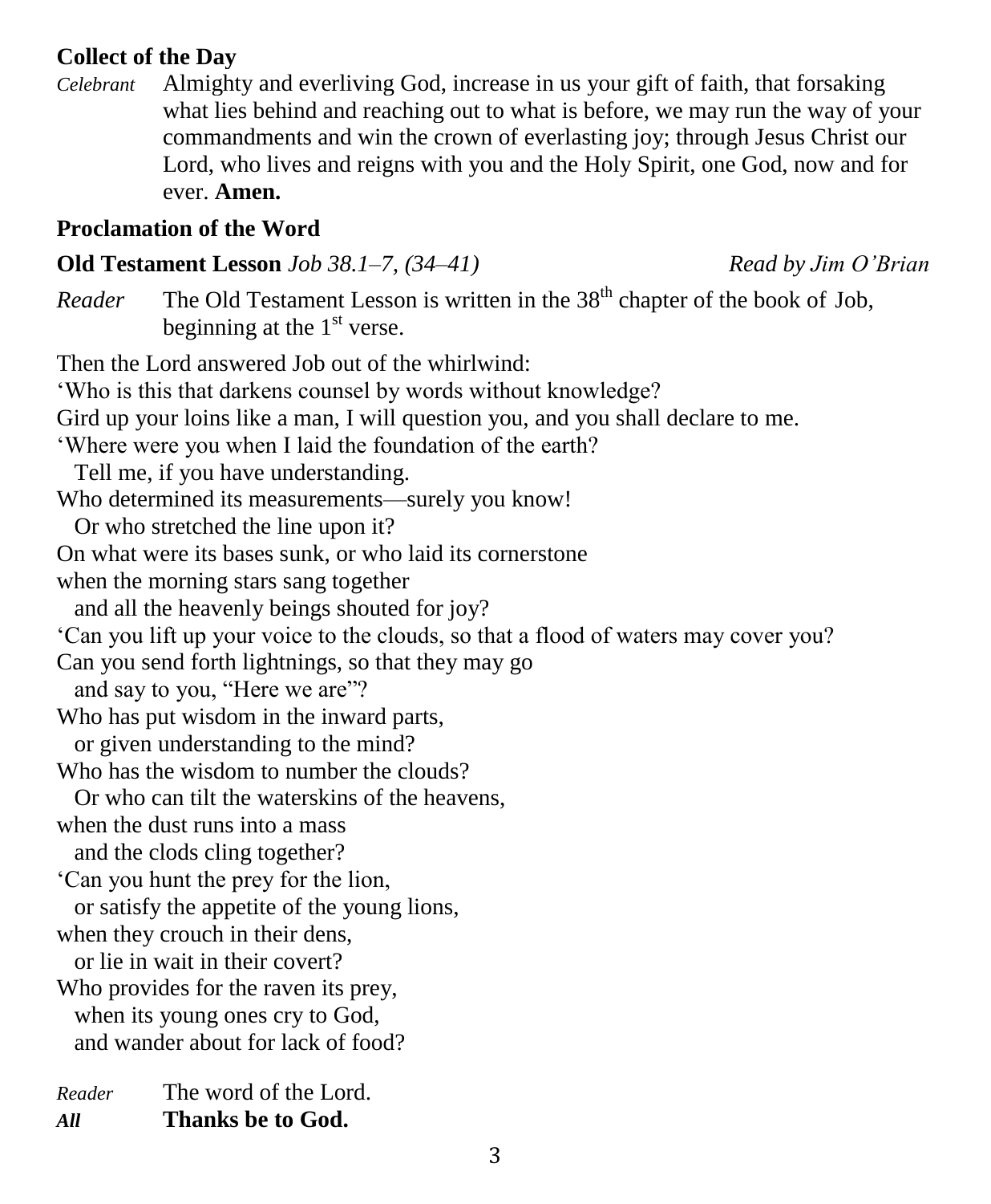**Collect of the Day**

*Celebrant* Almighty and everliving God, increase in us your gift of faith, that forsaking what lies behind and reaching out to what is before, we may run the way of your commandments and win the crown of everlasting joy; through Jesus Christ our Lord, who lives and reigns with you and the Holy Spirit, one God, now and for ever. **Amen.**

**Proclamation of the Word**

**Old Testament Lesson** *Job 38.1–7, (34–41)* *Read by Jim O'Brian*

*Reader* The Old Testament Lesson is written in the 38th chapter of the book of Job, beginning at the 1st verse.

Then the Lord answered Job out of the whirlwind:
'Who is this that darkens counsel by words without knowledge?
Gird up your loins like a man, I will question you, and you shall declare to me.
'Where were you when I laid the foundation of the earth?
  Tell me, if you have understanding.
Who determined its measurements—surely you know!
  Or who stretched the line upon it?
On what were its bases sunk, or who laid its cornerstone
when the morning stars sang together
  and all the heavenly beings shouted for joy?
'Can you lift up your voice to the clouds, so that a flood of waters may cover you?
Can you send forth lightnings, so that they may go
  and say to you, "Here we are"?
Who has put wisdom in the inward parts,
  or given understanding to the mind?
Who has the wisdom to number the clouds?
  Or who can tilt the waterskins of the heavens,
when the dust runs into a mass
  and the clods cling together?
'Can you hunt the prey for the lion,
  or satisfy the appetite of the young lions,
when they crouch in their dens,
  or lie in wait in their covert?
Who provides for the raven its prey,
  when its young ones cry to God,
  and wander about for lack of food?

*Reader* The word of the Lord.
***All*** **Thanks be to God.**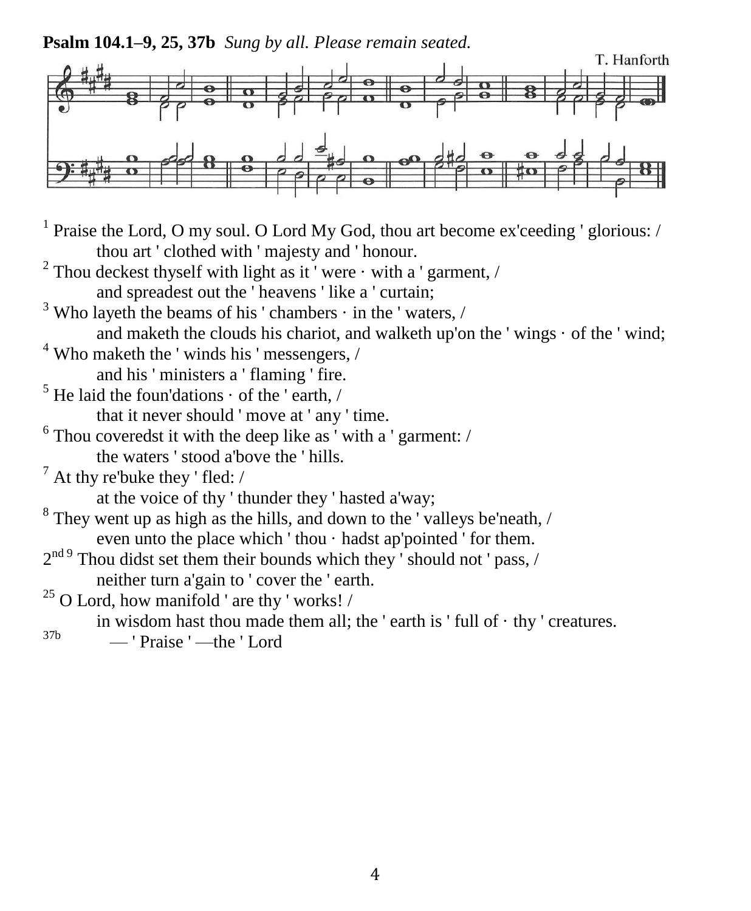**Psalm 104.1–9, 25, 37b** *Sung by all. Please remain seated.*

T. Hanforth

[1] Praise the Lord, O my soul. O Lord My God, thou art become ex'ceeding ' glorious: /
thou art ' clothed with ' majesty and ' honour.

[2] Thou deckest thyself with light as it ' were · with a ' garment, /
and spreadest out the ' heavens ' like a ' curtain;

[3] Who layeth the beams of his ' chambers · in the ' waters, /
and maketh the clouds his chariot, and walketh up'on the ' wings · of the ' wind;

[4] Who maketh the ' winds his ' messengers, /
and his ' ministers a ' flaming ' fire.

[5] He laid the foun'dations · of the ' earth, /
that it never should ' move at ' any ' time.

[6] Thou coveredst it with the deep like as ' with a ' garment: /
the waters ' stood a'bove the ' hills.

[7] At thy re'buke they ' fled: /
at the voice of thy ' thunder they ' hasted a'way;

[8] They went up as high as the hills, and down to the ' valleys be'neath, /
even unto the place which ' thou · hadst ap'pointed ' for them.

2nd [9] Thou didst set them their bounds which they ' should not ' pass, /
neither turn a'gain to ' cover the ' earth.

[25] O Lord, how manifold ' are thy ' works! /
in wisdom hast thou made them all; the ' earth is ' full of · thy ' creatures.

[37b] — ' Praise ' —the ' Lord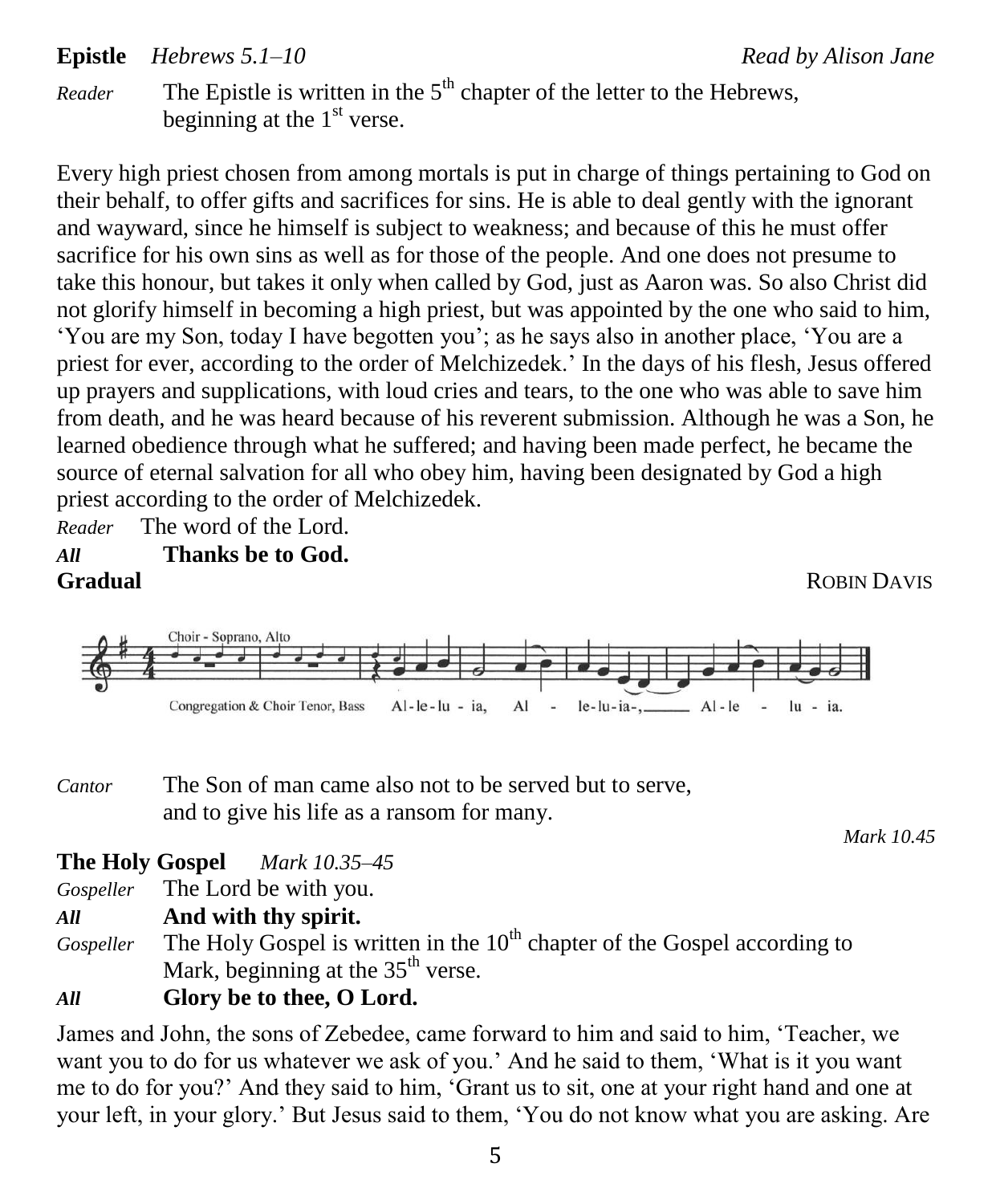**Epistle** *Hebrews 5.1–10* *Read by Alison Jane*

*Reader* The Epistle is written in the 5th chapter of the letter to the Hebrews, beginning at the 1st verse.

Every high priest chosen from among mortals is put in charge of things pertaining to God on their behalf, to offer gifts and sacrifices for sins. He is able to deal gently with the ignorant and wayward, since he himself is subject to weakness; and because of this he must offer sacrifice for his own sins as well as for those of the people. And one does not presume to take this honour, but takes it only when called by God, just as Aaron was. So also Christ did not glorify himself in becoming a high priest, but was appointed by the one who said to him, 'You are my Son, today I have begotten you'; as he says also in another place, 'You are a priest for ever, according to the order of Melchizedek.' In the days of his flesh, Jesus offered up prayers and supplications, with loud cries and tears, to the one who was able to save him from death, and he was heard because of his reverent submission. Although he was a Son, he learned obedience through what he suffered; and having been made perfect, he became the source of eternal salvation for all who obey him, having been designated by God a high priest according to the order of Melchizedek.

*Reader* The word of the Lord.

***All*** **Thanks be to God.**

**Gradual** ROBIN DAVIS

Choir - Soprano, Alto

Congregation & Choir Tenor, Bass Al-le-lu - ia, Al - le-lu-ia-, Al-le - lu - ia.

*Cantor* The Son of man came also not to be served but to serve, and to give his life as a ransom for many.

*Mark 10.45*

**The Holy Gospel** *Mark 10.35–45*

*Gospeller* The Lord be with you.

***All*** **And with thy spirit.**

*Gospeller* The Holy Gospel is written in the 10th chapter of the Gospel according to Mark, beginning at the 35th verse.

***All*** **Glory be to thee, O Lord.**

James and John, the sons of Zebedee, came forward to him and said to him, 'Teacher, we want you to do for us whatever we ask of you.' And he said to them, 'What is it you want me to do for you?' And they said to him, 'Grant us to sit, one at your right hand and one at your left, in your glory.' But Jesus said to them, 'You do not know what you are asking. Are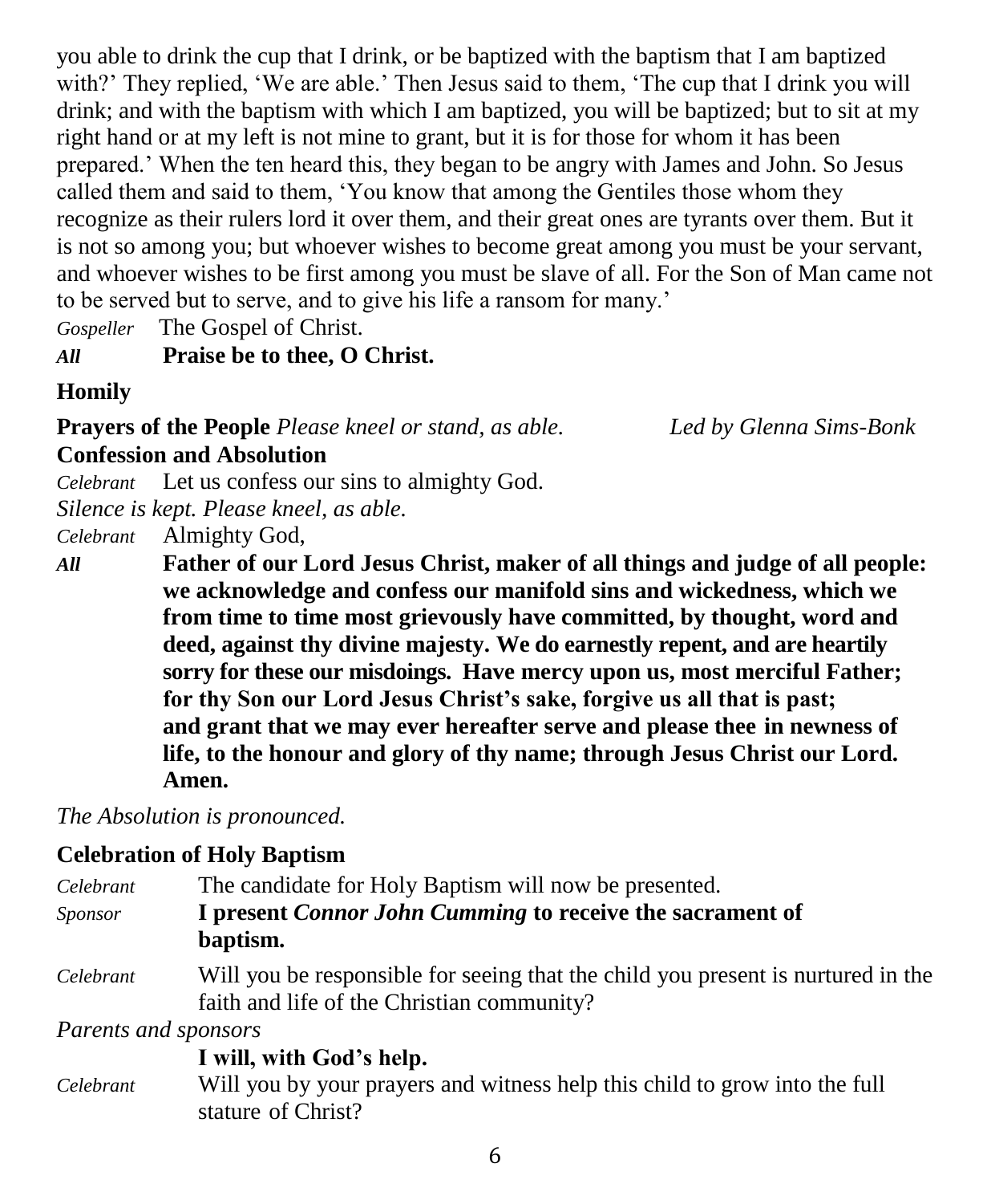you able to drink the cup that I drink, or be baptized with the baptism that I am baptized with?' They replied, 'We are able.' Then Jesus said to them, 'The cup that I drink you will drink; and with the baptism with which I am baptized, you will be baptized; but to sit at my right hand or at my left is not mine to grant, but it is for those for whom it has been prepared.' When the ten heard this, they began to be angry with James and John. So Jesus called them and said to them, 'You know that among the Gentiles those whom they recognize as their rulers lord it over them, and their great ones are tyrants over them. But it is not so among you; but whoever wishes to become great among you must be your servant, and whoever wishes to be first among you must be slave of all. For the Son of Man came not to be served but to serve, and to give his life a ransom for many.'

*Gospeller* The Gospel of Christ.

***All*** **Praise be to thee, O Christ.**

**Homily**

**Prayers of the People** *Please kneel or stand, as able.* *Led by Glenna Sims-Bonk*

**Confession and Absolution**

*Celebrant* Let us confess our sins to almighty God.

*Silence is kept. Please kneel, as able.*

*Celebrant* Almighty God,

***All*** **Father of our Lord Jesus Christ, maker of all things and judge of all people: we acknowledge and confess our manifold sins and wickedness, which we from time to time most grievously have committed, by thought, word and deed, against thy divine majesty. We do earnestly repent, and are heartily sorry for these our misdoings. Have mercy upon us, most merciful Father; for thy Son our Lord Jesus Christ's sake, forgive us all that is past; and grant that we may ever hereafter serve and please thee in newness of life, to the honour and glory of thy name; through Jesus Christ our Lord. Amen.**

*The Absolution is pronounced.*

**Celebration of Holy Baptism**

*Celebrant* The candidate for Holy Baptism will now be presented.

*Sponsor* **I present *Connor John Cumming* to receive the sacrament of baptism.**

*Celebrant* Will you be responsible for seeing that the child you present is nurtured in the faith and life of the Christian community?

*Parents and sponsors*

**I will, with God's help.**

*Celebrant* Will you by your prayers and witness help this child to grow into the full stature of Christ?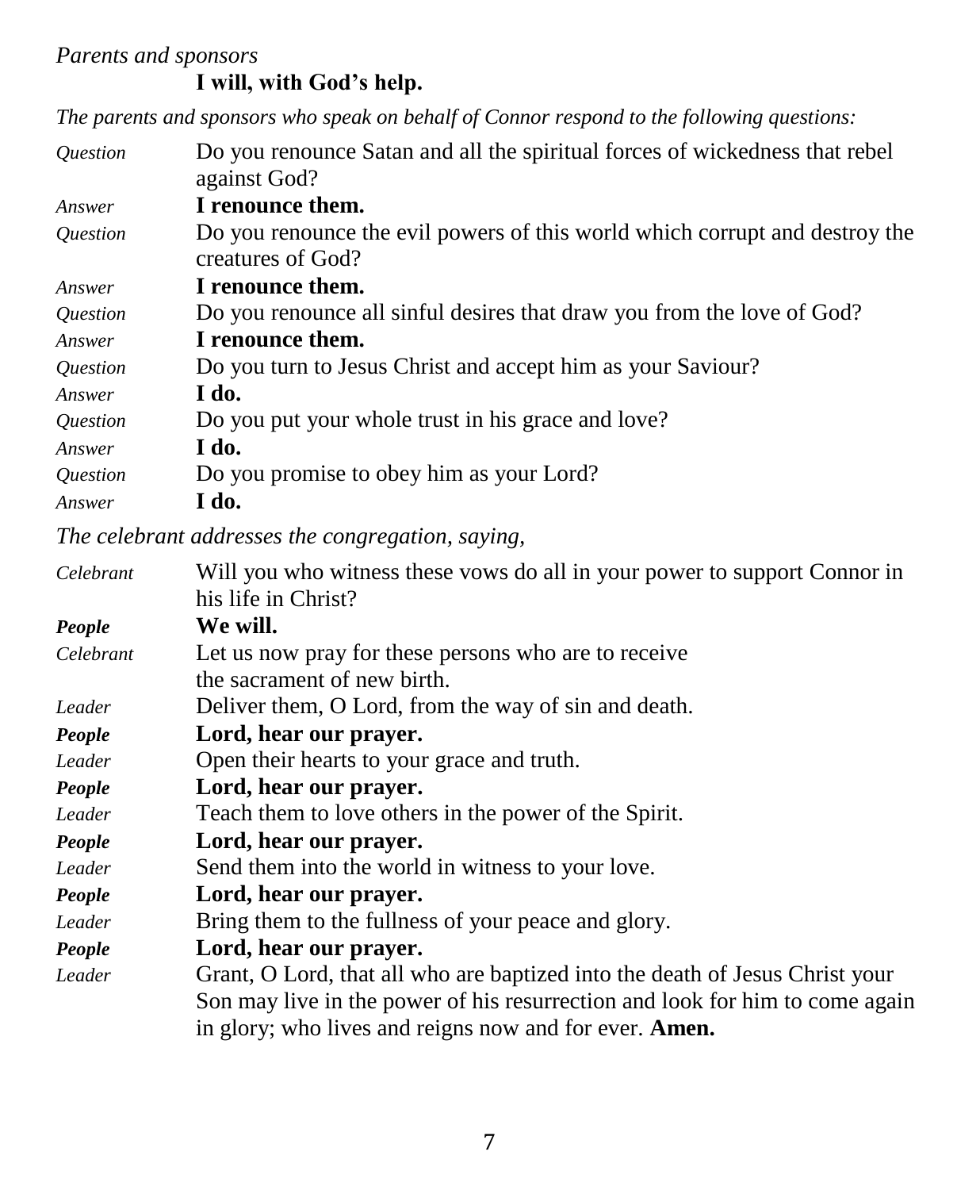*Parents and sponsors*

**I will, with God's help.**

*The parents and sponsors who speak on behalf of Connor respond to the following questions:*

*Question* Do you renounce Satan and all the spiritual forces of wickedness that rebel against God?

*Answer* **I renounce them.**

*Question* Do you renounce the evil powers of this world which corrupt and destroy the creatures of God?

*Answer* **I renounce them.**

*Question* Do you renounce all sinful desires that draw you from the love of God?

*Answer* **I renounce them.**

*Question* Do you turn to Jesus Christ and accept him as your Saviour?

*Answer* **I do.**

*Question* Do you put your whole trust in his grace and love?

*Answer* **I do.**

*Question* Do you promise to obey him as your Lord?

*Answer* **I do.**

*The celebrant addresses the congregation, saying,*

*Celebrant* Will you who witness these vows do all in your power to support Connor in his life in Christ?

***People*** **We will.**

*Celebrant* Let us now pray for these persons who are to receive the sacrament of new birth.

*Leader* Deliver them, O Lord, from the way of sin and death.

***People*** **Lord, hear our prayer.**

*Leader* Open their hearts to your grace and truth.

***People*** **Lord, hear our prayer.**

*Leader* Teach them to love others in the power of the Spirit.

***People*** **Lord, hear our prayer.**

*Leader* Send them into the world in witness to your love.

***People*** **Lord, hear our prayer.**

*Leader* Bring them to the fullness of your peace and glory.

***People*** **Lord, hear our prayer.**

*Leader* Grant, O Lord, that all who are baptized into the death of Jesus Christ your Son may live in the power of his resurrection and look for him to come again in glory; who lives and reigns now and for ever. **Amen.**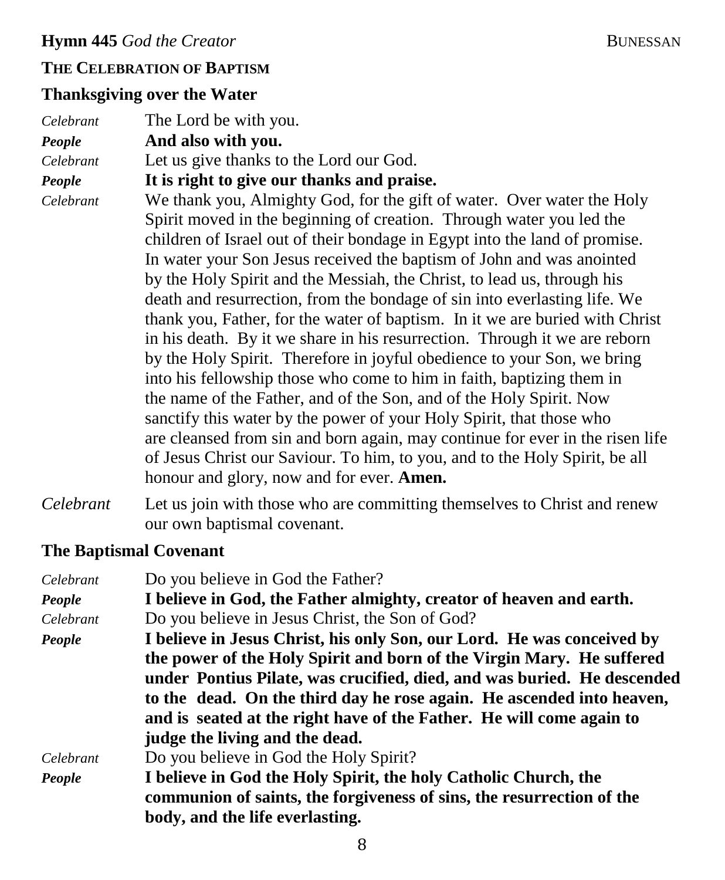**Hymn 445** *God the Creator* BUNESSAN

**THE CELEBRATION OF BAPTISM**

**Thanksgiving over the Water**

*Celebrant* The Lord be with you.

***People*** **And also with you.**

*Celebrant* Let us give thanks to the Lord our God.

***People*** **It is right to give our thanks and praise.**

*Celebrant* We thank you, Almighty God, for the gift of water. Over water the Holy Spirit moved in the beginning of creation. Through water you led the children of Israel out of their bondage in Egypt into the land of promise. In water your Son Jesus received the baptism of John and was anointed by the Holy Spirit and the Messiah, the Christ, to lead us, through his death and resurrection, from the bondage of sin into everlasting life. We thank you, Father, for the water of baptism. In it we are buried with Christ in his death. By it we share in his resurrection. Through it we are reborn by the Holy Spirit. Therefore in joyful obedience to your Son, we bring into his fellowship those who come to him in faith, baptizing them in the name of the Father, and of the Son, and of the Holy Spirit. Now sanctify this water by the power of your Holy Spirit, that those who are cleansed from sin and born again, may continue for ever in the risen life of Jesus Christ our Saviour. To him, to you, and to the Holy Spirit, be all honour and glory, now and for ever. **Amen.**

*Celebrant* Let us join with those who are committing themselves to Christ and renew our own baptismal covenant.

**The Baptismal Covenant**

*Celebrant* Do you believe in God the Father?

***People*** **I believe in God, the Father almighty, creator of heaven and earth.**

*Celebrant* Do you believe in Jesus Christ, the Son of God?

***People*** **I believe in Jesus Christ, his only Son, our Lord. He was conceived by the power of the Holy Spirit and born of the Virgin Mary. He suffered under Pontius Pilate, was crucified, died, and was buried. He descended to the dead. On the third day he rose again. He ascended into heaven, and is seated at the right have of the Father. He will come again to judge the living and the dead.**

*Celebrant* Do you believe in God the Holy Spirit?

***People*** **I believe in God the Holy Spirit, the holy Catholic Church, the communion of saints, the forgiveness of sins, the resurrection of the body, and the life everlasting.**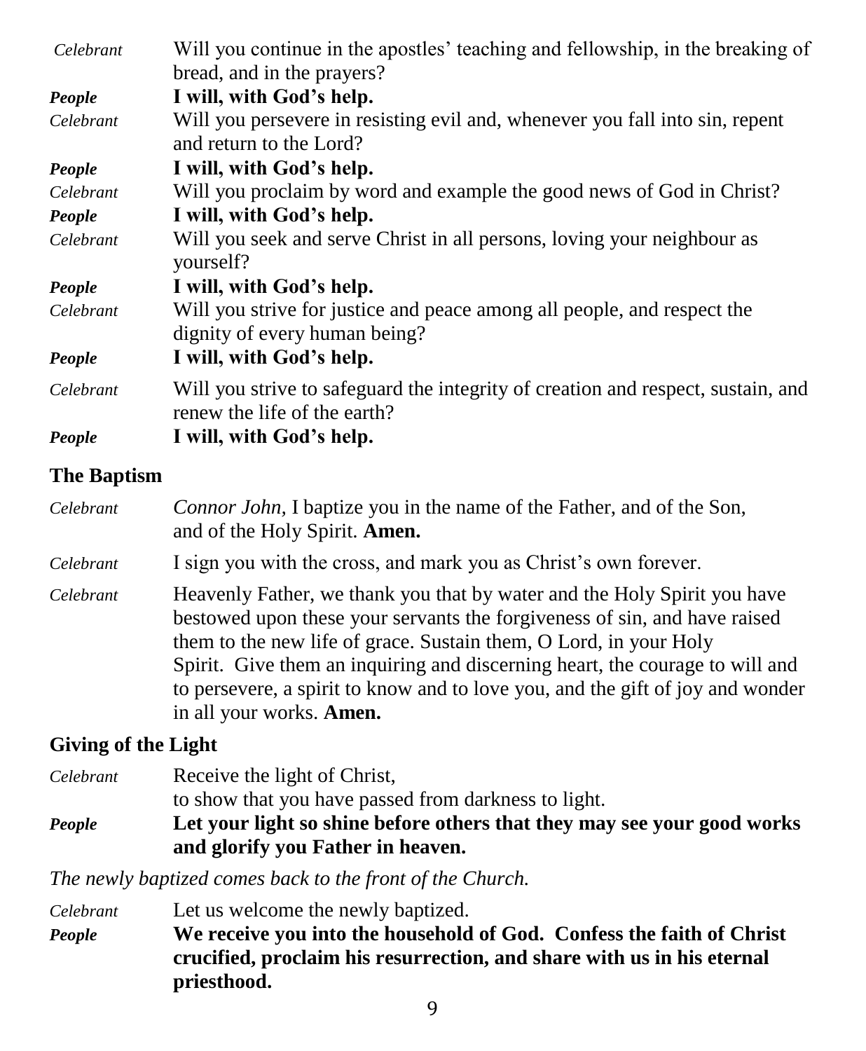*Celebrant* Will you continue in the apostles' teaching and fellowship, in the breaking of bread, and in the prayers?

***People*** **I will, with God's help.**

*Celebrant* Will you persevere in resisting evil and, whenever you fall into sin, repent and return to the Lord?

***People*** **I will, with God's help.**

*Celebrant* Will you proclaim by word and example the good news of God in Christ?

***People*** **I will, with God's help.**

*Celebrant* Will you seek and serve Christ in all persons, loving your neighbour as yourself?

***People*** **I will, with God's help.**

*Celebrant* Will you strive for justice and peace among all people, and respect the dignity of every human being?

***People*** **I will, with God's help.**

*Celebrant* Will you strive to safeguard the integrity of creation and respect, sustain, and renew the life of the earth?

***People*** **I will, with God's help.**

## The Baptism

*Celebrant* *Connor John,* I baptize you in the name of the Father, and of the Son, and of the Holy Spirit. **Amen.**

*Celebrant* I sign you with the cross, and mark you as Christ's own forever.

*Celebrant* Heavenly Father, we thank you that by water and the Holy Spirit you have bestowed upon these your servants the forgiveness of sin, and have raised them to the new life of grace. Sustain them, O Lord, in your Holy Spirit. Give them an inquiring and discerning heart, the courage to will and to persevere, a spirit to know and to love you, and the gift of joy and wonder in all your works. **Amen.**

## Giving of the Light

*Celebrant* Receive the light of Christ,
to show that you have passed from darkness to light.

***People*** **Let your light so shine before others that they may see your good works and glorify you Father in heaven.**

*The newly baptized comes back to the front of the Church.*

*Celebrant* Let us welcome the newly baptized.

***People*** **We receive you into the household of God. Confess the faith of Christ crucified, proclaim his resurrection, and share with us in his eternal priesthood.**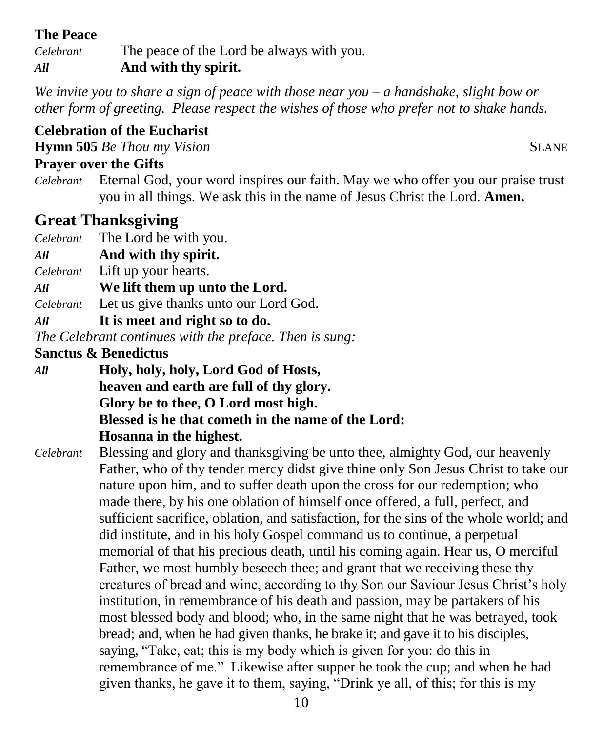**The Peace**

*Celebrant* The peace of the Lord be always with you.
***All*** **And with thy spirit.**

*We invite you to share a sign of peace with those near you – a handshake, slight bow or other form of greeting. Please respect the wishes of those who prefer not to shake hands.*

**Celebration of the Eucharist**

**Hymn 505** *Be Thou my Vision* SLANE

**Prayer over the Gifts**

*Celebrant* Eternal God, your word inspires our faith. May we who offer you our praise trust you in all things. We ask this in the name of Jesus Christ the Lord. **Amen.**

## Great Thanksgiving

*Celebrant* The Lord be with you.
***All*** **And with thy spirit.**
*Celebrant* Lift up your hearts.
***All*** **We lift them up unto the Lord.**
*Celebrant* Let us give thanks unto our Lord God.
***All*** **It is meet and right so to do.**

*The Celebrant continues with the preface. Then is sung:*

**Sanctus & Benedictus**

***All*** **Holy, holy, holy, Lord God of Hosts,**
**heaven and earth are full of thy glory.**
**Glory be to thee, O Lord most high.**
**Blessed is he that cometh in the name of the Lord:**
**Hosanna in the highest.**

*Celebrant* Blessing and glory and thanksgiving be unto thee, almighty God, our heavenly Father, who of thy tender mercy didst give thine only Son Jesus Christ to take our nature upon him, and to suffer death upon the cross for our redemption; who made there, by his one oblation of himself once offered, a full, perfect, and sufficient sacrifice, oblation, and satisfaction, for the sins of the whole world; and did institute, and in his holy Gospel command us to continue, a perpetual memorial of that his precious death, until his coming again. Hear us, O merciful Father, we most humbly beseech thee; and grant that we receiving these thy creatures of bread and wine, according to thy Son our Saviour Jesus Christ's holy institution, in remembrance of his death and passion, may be partakers of his most blessed body and blood; who, in the same night that he was betrayed, took bread; and, when he had given thanks, he brake it; and gave it to his disciples, saying, "Take, eat; this is my body which is given for you: do this in remembrance of me." Likewise after supper he took the cup; and when he had given thanks, he gave it to them, saying, "Drink ye all, of this; for this is my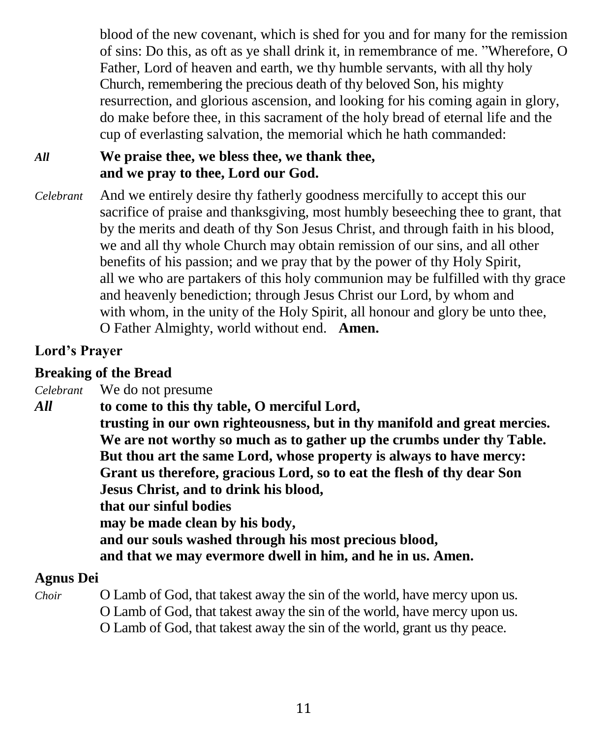blood of the new covenant, which is shed for you and for many for the remission of sins: Do this, as oft as ye shall drink it, in remembrance of me. "Wherefore, O Father, Lord of heaven and earth, we thy humble servants, with all thy holy Church, remembering the precious death of thy beloved Son, his mighty resurrection, and glorious ascension, and looking for his coming again in glory, do make before thee, in this sacrament of the holy bread of eternal life and the cup of everlasting salvation, the memorial which he hath commanded:

***All*** **We praise thee, we bless thee, we thank thee,**
**and we pray to thee, Lord our God.**

*Celebrant* And we entirely desire thy fatherly goodness mercifully to accept this our sacrifice of praise and thanksgiving, most humbly beseeching thee to grant, that by the merits and death of thy Son Jesus Christ, and through faith in his blood, we and all thy whole Church may obtain remission of our sins, and all other benefits of his passion; and we pray that by the power of thy Holy Spirit, all we who are partakers of this holy communion may be fulfilled with thy grace and heavenly benediction; through Jesus Christ our Lord, by whom and with whom, in the unity of the Holy Spirit, all honour and glory be unto thee, O Father Almighty, world without end. **Amen.**

**Lord's Prayer**

**Breaking of the Bread**

*Celebrant* We do not presume

***All*** **to come to this thy table, O merciful Lord,**
**trusting in our own righteousness, but in thy manifold and great mercies.**
**We are not worthy so much as to gather up the crumbs under thy Table.**
**But thou art the same Lord, whose property is always to have mercy:**
**Grant us therefore, gracious Lord, so to eat the flesh of thy dear Son Jesus Christ, and to drink his blood,**
**that our sinful bodies**
**may be made clean by his body,**
**and our souls washed through his most precious blood,**
**and that we may evermore dwell in him, and he in us. Amen.**

**Agnus Dei**

*Choir* O Lamb of God, that takest away the sin of the world, have mercy upon us.
O Lamb of God, that takest away the sin of the world, have mercy upon us.
O Lamb of God, that takest away the sin of the world, grant us thy peace.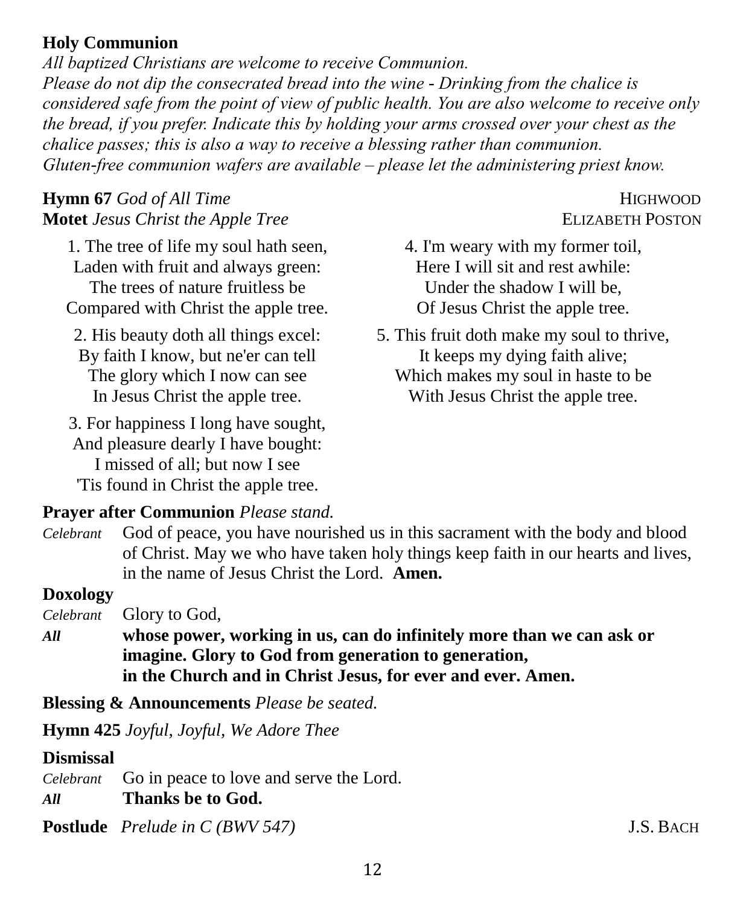**Holy Communion**

*All baptized Christians are welcome to receive Communion.*
*Please do not dip the consecrated bread into the wine - Drinking from the chalice is considered safe from the point of view of public health. You are also welcome to receive only the bread, if you prefer. Indicate this by holding your arms crossed over your chest as the chalice passes; this is also a way to receive a blessing rather than communion.*
*Gluten-free communion wafers are available – please let the administering priest know.*

**Hymn 67** *God of All Time* — HIGHWOOD
**Motet** *Jesus Christ the Apple Tree* — ELIZABETH POSTON

1. The tree of life my soul hath seen,
Laden with fruit and always green:
The trees of nature fruitless be
Compared with Christ the apple tree.

2. His beauty doth all things excel:
By faith I know, but ne'er can tell
The glory which I now can see
In Jesus Christ the apple tree.

3. For happiness I long have sought,
And pleasure dearly I have bought:
I missed of all; but now I see
'Tis found in Christ the apple tree.

4. I'm weary with my former toil,
Here I will sit and rest awhile:
Under the shadow I will be,
Of Jesus Christ the apple tree.

5. This fruit doth make my soul to thrive,
It keeps my dying faith alive;
Which makes my soul in haste to be
With Jesus Christ the apple tree.

**Prayer after Communion** *Please stand.*

*Celebrant* God of peace, you have nourished us in this sacrament with the body and blood of Christ. May we who have taken holy things keep faith in our hearts and lives, in the name of Jesus Christ the Lord. **Amen.**

**Doxology**

*Celebrant* Glory to God,
***All*** **whose power, working in us, can do infinitely more than we can ask or imagine. Glory to God from generation to generation, in the Church and in Christ Jesus, for ever and ever. Amen.**

**Blessing & Announcements** *Please be seated.*

**Hymn 425** *Joyful, Joyful, We Adore Thee*

**Dismissal**

*Celebrant* Go in peace to love and serve the Lord.
***All*** **Thanks be to God.**

**Postlude** *Prelude in C (BWV 547)* — J.S. BACH